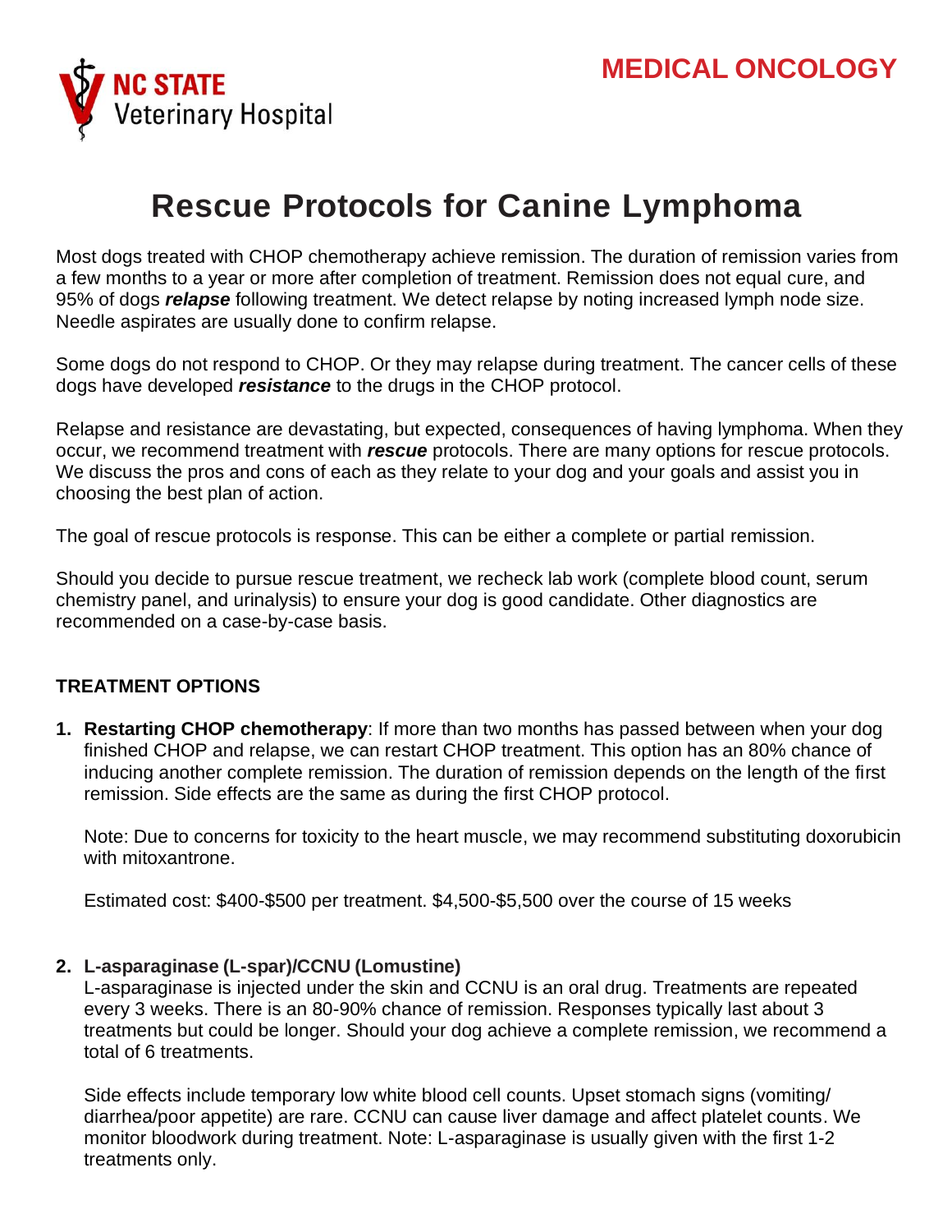NC STATE Veterinary Hospital

MEDICAL ONCOLOGY

# Rescue Protocols for Canine Lymphoma

Most dogs treated with CHOP chemotherapy achieve remission. The duration of remission varies from a few months to a year or more after completion of treatment. Remission does not equal cure, and 95% of dogs ***relapse*** following treatment. We detect relapse by noting increased lymph node size. Needle aspirates are usually done to confirm relapse.

Some dogs do not respond to CHOP. Or they may relapse during treatment. The cancer cells of these dogs have developed ***resistance*** to the drugs in the CHOP protocol.

Relapse and resistance are devastating, but expected, consequences of having lymphoma. When they occur, we recommend treatment with ***rescue*** protocols. There are many options for rescue protocols. We discuss the pros and cons of each as they relate to your dog and your goals and assist you in choosing the best plan of action.

The goal of rescue protocols is response. This can be either a complete or partial remission.

Should you decide to pursue rescue treatment, we recheck lab work (complete blood count, serum chemistry panel, and urinalysis) to ensure your dog is good candidate. Other diagnostics are recommended on a case-by-case basis.

## TREATMENT OPTIONS

1. **Restarting CHOP chemotherapy**: If more than two months has passed between when your dog finished CHOP and relapse, we can restart CHOP treatment. This option has an 80% chance of inducing another complete remission. The duration of remission depends on the length of the first remission. Side effects are the same as during the first CHOP protocol.

   Note: Due to concerns for toxicity to the heart muscle, we may recommend substituting doxorubicin with mitoxantrone.

   Estimated cost: $400-$500 per treatment. $4,500-$5,500 over the course of 15 weeks

2. **L-asparaginase (L-spar)/CCNU (Lomustine)**
   L-asparaginase is injected under the skin and CCNU is an oral drug. Treatments are repeated every 3 weeks. There is an 80-90% chance of remission. Responses typically last about 3 treatments but could be longer. Should your dog achieve a complete remission, we recommend a total of 6 treatments.

   Side effects include temporary low white blood cell counts. Upset stomach signs (vomiting/ diarrhea/poor appetite) are rare. CCNU can cause liver damage and affect platelet counts. We monitor bloodwork during treatment. Note: L-asparaginase is usually given with the first 1-2 treatments only.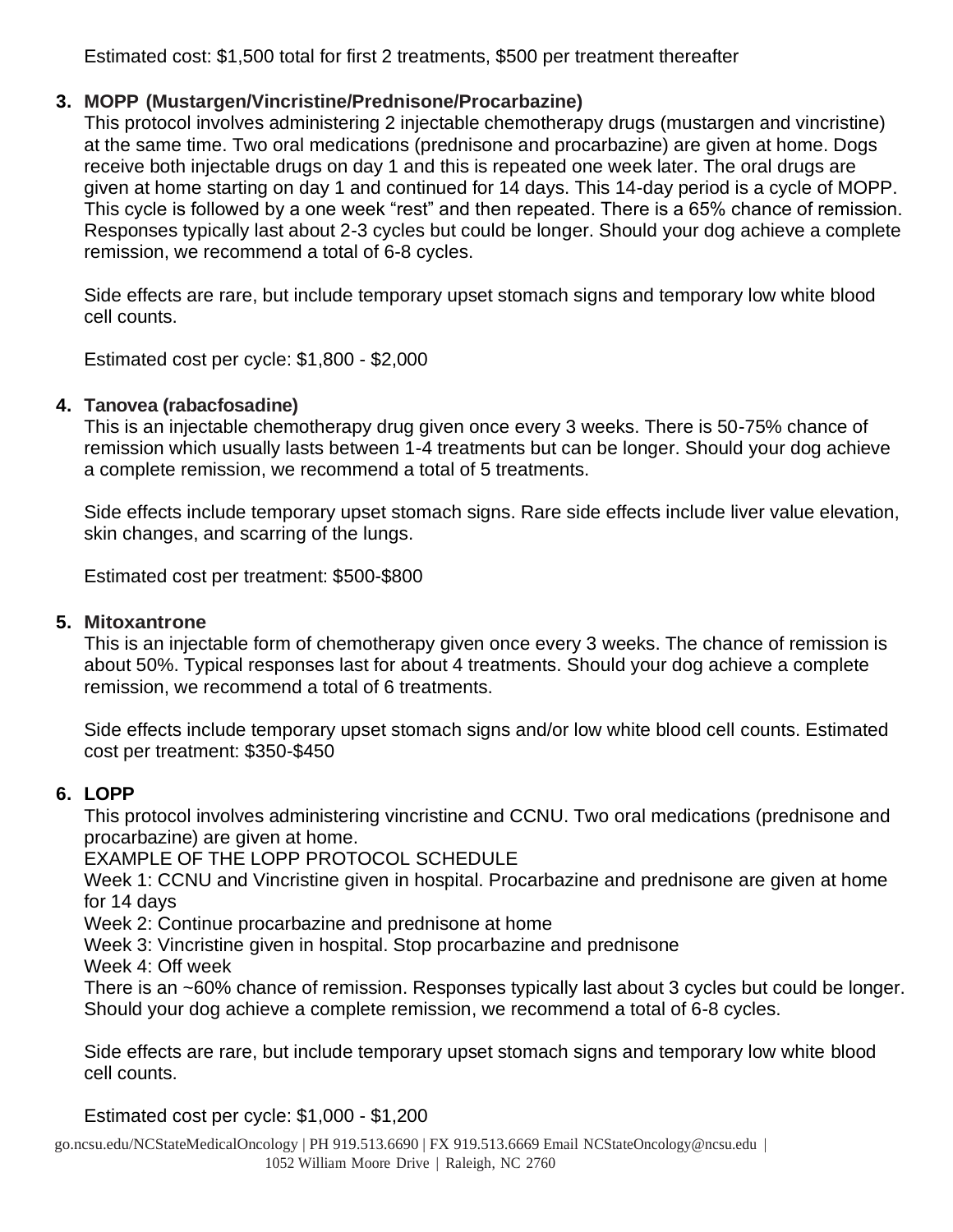Estimated cost: $1,500 total for first 2 treatments, $500 per treatment thereafter

3. **MOPP (Mustargen/Vincristine/Prednisone/Procarbazine)**
   This protocol involves administering 2 injectable chemotherapy drugs (mustargen and vincristine) at the same time. Two oral medications (prednisone and procarbazine) are given at home. Dogs receive both injectable drugs on day 1 and this is repeated one week later. The oral drugs are given at home starting on day 1 and continued for 14 days. This 14-day period is a cycle of MOPP. This cycle is followed by a one week "rest" and then repeated. There is a 65% chance of remission. Responses typically last about 2-3 cycles but could be longer. Should your dog achieve a complete remission, we recommend a total of 6-8 cycles.

   Side effects are rare, but include temporary upset stomach signs and temporary low white blood cell counts.

   Estimated cost per cycle: $1,800 - $2,000

4. **Tanovea (rabacfosadine)**
   This is an injectable chemotherapy drug given once every 3 weeks. There is 50-75% chance of remission which usually lasts between 1-4 treatments but can be longer. Should your dog achieve a complete remission, we recommend a total of 5 treatments.

   Side effects include temporary upset stomach signs. Rare side effects include liver value elevation, skin changes, and scarring of the lungs.

   Estimated cost per treatment: $500-$800

5. **Mitoxantrone**
   This is an injectable form of chemotherapy given once every 3 weeks. The chance of remission is about 50%. Typical responses last for about 4 treatments. Should your dog achieve a complete remission, we recommend a total of 6 treatments.

   Side effects include temporary upset stomach signs and/or low white blood cell counts. Estimated cost per treatment: $350-$450

6. **LOPP**
   This protocol involves administering vincristine and CCNU. Two oral medications (prednisone and procarbazine) are given at home.
   EXAMPLE OF THE LOPP PROTOCOL SCHEDULE
   Week 1: CCNU and Vincristine given in hospital. Procarbazine and prednisone are given at home for 14 days
   Week 2: Continue procarbazine and prednisone at home
   Week 3: Vincristine given in hospital. Stop procarbazine and prednisone
   Week 4: Off week
   There is an ~60% chance of remission. Responses typically last about 3 cycles but could be longer. Should your dog achieve a complete remission, we recommend a total of 6-8 cycles.

   Side effects are rare, but include temporary upset stomach signs and temporary low white blood cell counts.

   Estimated cost per cycle: $1,000 - $1,200

go.ncsu.edu/NCStateMedicalOncology | PH 919.513.6690 | FX 919.513.6669 Email NCStateOncology@ncsu.edu | 1052 William Moore Drive | Raleigh, NC 2760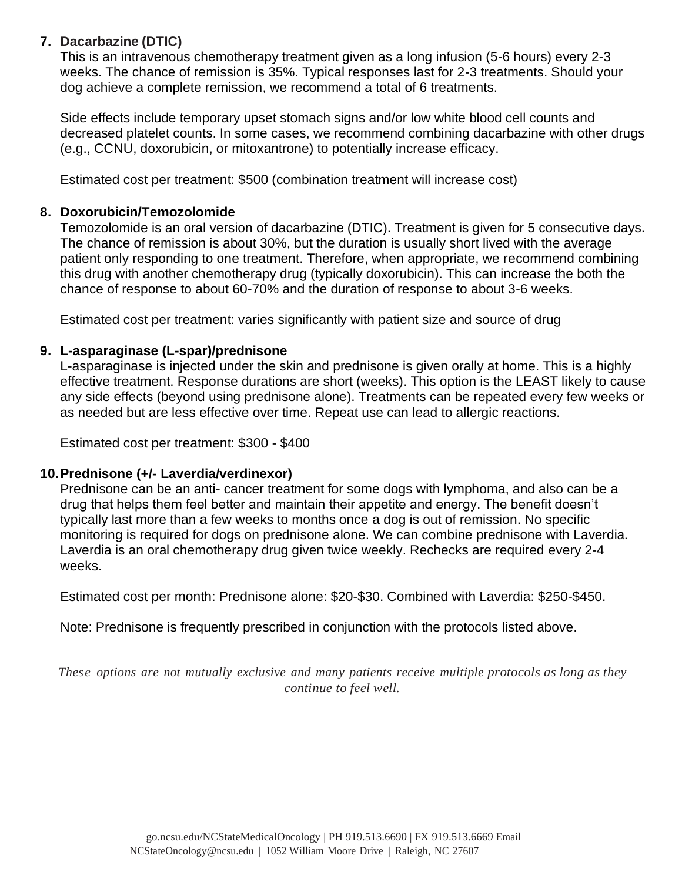7. **Dacarbazine (DTIC)**

   This is an intravenous chemotherapy treatment given as a long infusion (5-6 hours) every 2-3 weeks. The chance of remission is 35%. Typical responses last for 2-3 treatments. Should your dog achieve a complete remission, we recommend a total of 6 treatments.

   Side effects include temporary upset stomach signs and/or low white blood cell counts and decreased platelet counts. In some cases, we recommend combining dacarbazine with other drugs (e.g., CCNU, doxorubicin, or mitoxantrone) to potentially increase efficacy.

   Estimated cost per treatment: $500 (combination treatment will increase cost)

8. **Doxorubicin/Temozolomide**

   Temozolomide is an oral version of dacarbazine (DTIC). Treatment is given for 5 consecutive days. The chance of remission is about 30%, but the duration is usually short lived with the average patient only responding to one treatment. Therefore, when appropriate, we recommend combining this drug with another chemotherapy drug (typically doxorubicin). This can increase the both the chance of response to about 60-70% and the duration of response to about 3-6 weeks.

   Estimated cost per treatment: varies significantly with patient size and source of drug

9. **L-asparaginase (L-spar)/prednisone**

   L-asparaginase is injected under the skin and prednisone is given orally at home. This is a highly effective treatment. Response durations are short (weeks). This option is the LEAST likely to cause any side effects (beyond using prednisone alone). Treatments can be repeated every few weeks or as needed but are less effective over time. Repeat use can lead to allergic reactions.

   Estimated cost per treatment: $300 - $400

10. **Prednisone (+/- Laverdia/verdinexor)**

    Prednisone can be an anti- cancer treatment for some dogs with lymphoma, and also can be a drug that helps them feel better and maintain their appetite and energy. The benefit doesn't typically last more than a few weeks to months once a dog is out of remission. No specific monitoring is required for dogs on prednisone alone. We can combine prednisone with Laverdia. Laverdia is an oral chemotherapy drug given twice weekly. Rechecks are required every 2-4 weeks.

    Estimated cost per month: Prednisone alone: $20-$30. Combined with Laverdia: $250-$450.

    Note: Prednisone is frequently prescribed in conjunction with the protocols listed above.

*These options are not mutually exclusive and many patients receive multiple protocols as long as they continue to feel well.*

go.ncsu.edu/NCStateMedicalOncology | PH 919.513.6690 | FX 919.513.6669 Email NCStateOncology@ncsu.edu | 1052 William Moore Drive | Raleigh, NC 27607